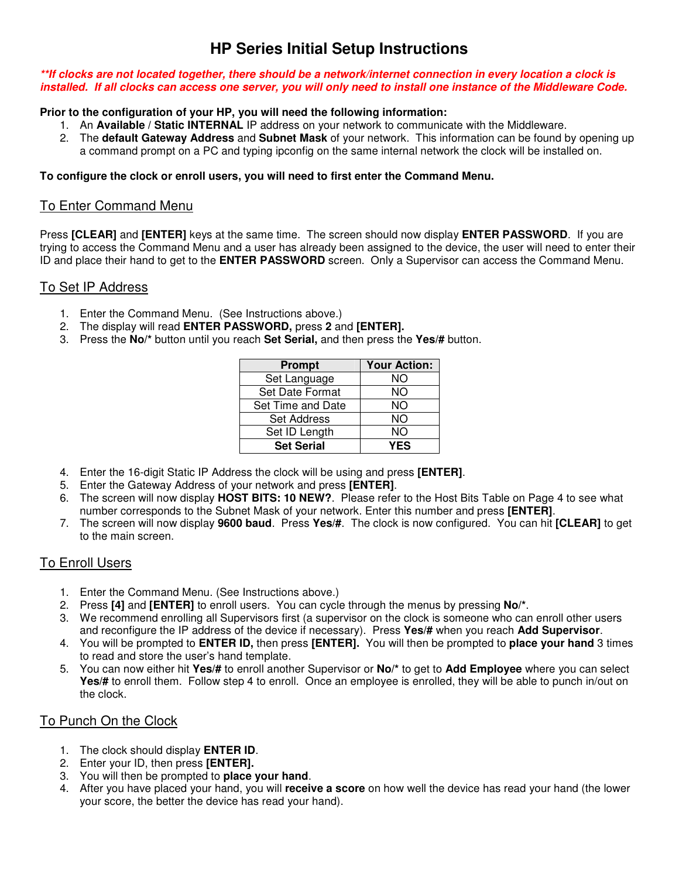# HP Series Initial Setup Instructions

***\*\*If clocks are not located together, there should be a network/internet connection in every location a clock is installed. If all clocks can access one server, you will only need to install one instance of the Middleware Code.***

**Prior to the configuration of your HP, you will need the following information:**

1. An **Available** / **Static INTERNAL** IP address on your network to communicate with the Middleware.
2. The **default Gateway Address** and **Subnet Mask** of your network. This information can be found by opening up a command prompt on a PC and typing ipconfig on the same internal network the clock will be installed on.

**To configure the clock or enroll users, you will need to first enter the Command Menu.**

## To Enter Command Menu

Press **[CLEAR]** and **[ENTER]** keys at the same time. The screen should now display **ENTER PASSWORD**. If you are trying to access the Command Menu and a user has already been assigned to the device, the user will need to enter their ID and place their hand to get to the **ENTER PASSWORD** screen. Only a Supervisor can access the Command Menu.

## To Set IP Address

1. Enter the Command Menu. (See Instructions above.)
2. The display will read **ENTER PASSWORD,** press **2** and **[ENTER].**
3. Press the **No**/* button until you reach **Set Serial,** and then press the **Yes**/**#** button.

| Prompt | Your Action: |
|---|---|
| Set Language | NO |
| Set Date Format | NO |
| Set Time and Date | NO |
| Set Address | NO |
| Set ID Length | NO |
| **Set Serial** | **YES** |

4. Enter the 16-digit Static IP Address the clock will be using and press **[ENTER]**.
5. Enter the Gateway Address of your network and press **[ENTER]**.
6. The screen will now display **HOST BITS: 10 NEW?**. Please refer to the Host Bits Table on Page 4 to see what number corresponds to the Subnet Mask of your network. Enter this number and press **[ENTER]**.
7. The screen will now display **9600 baud**. Press **Yes**/**#**. The clock is now configured. You can hit **[CLEAR]** to get to the main screen.

## To Enroll Users

1. Enter the Command Menu. (See Instructions above.)
2. Press **[4]** and **[ENTER]** to enroll users. You can cycle through the menus by pressing **No**/*.
3. We recommend enrolling all Supervisors first (a supervisor on the clock is someone who can enroll other users and reconfigure the IP address of the device if necessary). Press **Yes**/**#** when you reach **Add Supervisor**.
4. You will be prompted to **ENTER ID,** then press **[ENTER].** You will then be prompted to **place your hand** 3 times to read and store the user's hand template.
5. You can now either hit **Yes**/**#** to enroll another Supervisor or **No**/* to get to **Add Employee** where you can select **Yes**/**#** to enroll them. Follow step 4 to enroll. Once an employee is enrolled, they will be able to punch in/out on the clock.

## To Punch On the Clock

1. The clock should display **ENTER ID**.
2. Enter your ID, then press **[ENTER].**
3. You will then be prompted to **place your hand**.
4. After you have placed your hand, you will **receive a score** on how well the device has read your hand (the lower your score, the better the device has read your hand).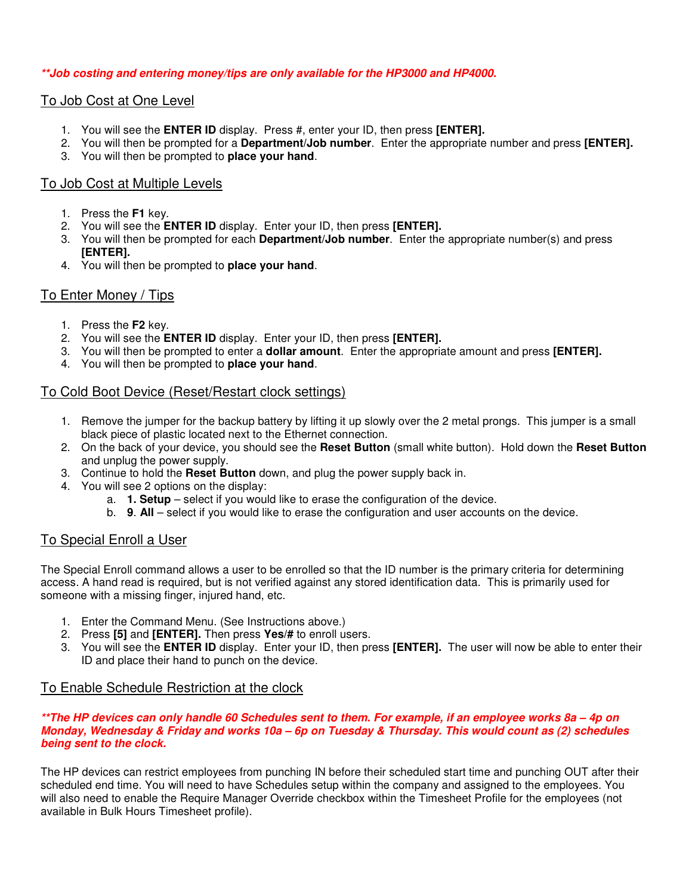***\*\*Job costing and entering money/tips are only available for the HP3000 and HP4000.***

## To Job Cost at One Level

1. You will see the **ENTER ID** display. Press #, enter your ID, then press **[ENTER].**
2. You will then be prompted for a **Department**/**Job number**. Enter the appropriate number and press **[ENTER].**
3. You will then be prompted to **place your hand**.

## To Job Cost at Multiple Levels

1. Press the **F1** key.
2. You will see the **ENTER ID** display. Enter your ID, then press **[ENTER].**
3. You will then be prompted for each **Department**/**Job number**. Enter the appropriate number(s) and press **[ENTER].**
4. You will then be prompted to **place your hand**.

## To Enter Money / Tips

1. Press the **F2** key.
2. You will see the **ENTER ID** display. Enter your ID, then press **[ENTER].**
3. You will then be prompted to enter a **dollar amount**. Enter the appropriate amount and press **[ENTER].**
4. You will then be prompted to **place your hand**.

## To Cold Boot Device (Reset/Restart clock settings)

1. Remove the jumper for the backup battery by lifting it up slowly over the 2 metal prongs. This jumper is a small black piece of plastic located next to the Ethernet connection.
2. On the back of your device, you should see the **Reset Button** (small white button). Hold down the **Reset Button** and unplug the power supply.
3. Continue to hold the **Reset Button** down, and plug the power supply back in.
4. You will see 2 options on the display:
   a. **1. Setup** – select if you would like to erase the configuration of the device.
   b. **9**. **All** – select if you would like to erase the configuration and user accounts on the device.

## To Special Enroll a User

The Special Enroll command allows a user to be enrolled so that the ID number is the primary criteria for determining access. A hand read is required, but is not verified against any stored identification data. This is primarily used for someone with a missing finger, injured hand, etc.

1. Enter the Command Menu. (See Instructions above.)
2. Press **[5]** and **[ENTER].** Then press **Yes/#** to enroll users.
3. You will see the **ENTER ID** display. Enter your ID, then press **[ENTER].** The user will now be able to enter their ID and place their hand to punch on the device.

## To Enable Schedule Restriction at the clock

***\*\*The HP devices can only handle 60 Schedules sent to them. For example, if an employee works 8a – 4p on Monday, Wednesday & Friday and works 10a – 6p on Tuesday & Thursday. This would count as (2) schedules being sent to the clock.***

The HP devices can restrict employees from punching IN before their scheduled start time and punching OUT after their scheduled end time. You will need to have Schedules setup within the company and assigned to the employees. You will also need to enable the Require Manager Override checkbox within the Timesheet Profile for the employees (not available in Bulk Hours Timesheet profile).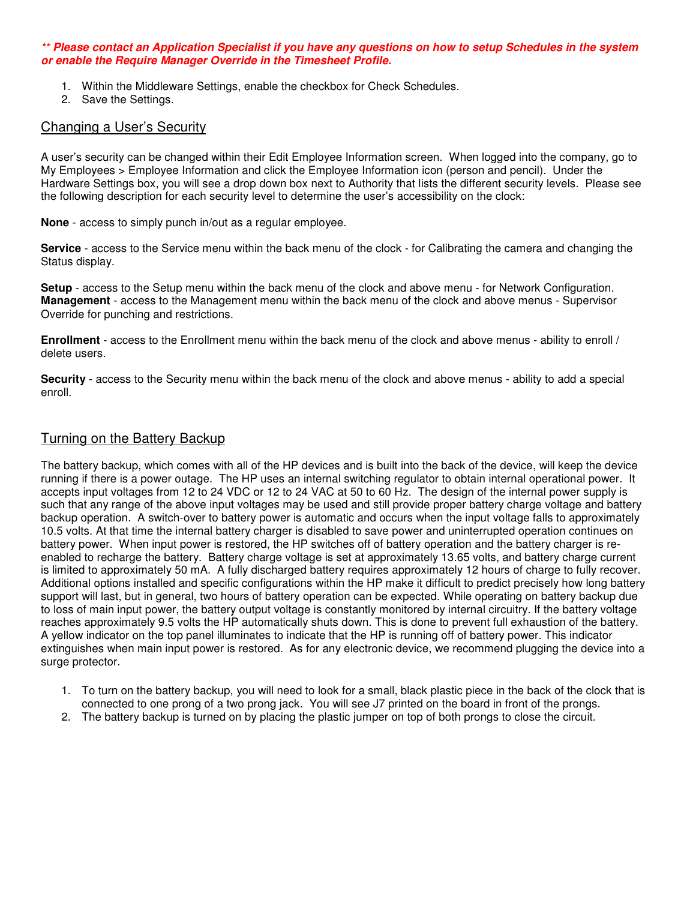***** Please contact an Application Specialist if you have any questions on how to setup Schedules in the system or enable the Require Manager Override in the Timesheet Profile.***

1. Within the Middleware Settings, enable the checkbox for Check Schedules.
2. Save the Settings.

## Changing a User's Security

A user's security can be changed within their Edit Employee Information screen. When logged into the company, go to My Employees > Employee Information and click the Employee Information icon (person and pencil). Under the Hardware Settings box, you will see a drop down box next to Authority that lists the different security levels. Please see the following description for each security level to determine the user's accessibility on the clock:

**None** - access to simply punch in/out as a regular employee.

**Service** - access to the Service menu within the back menu of the clock - for Calibrating the camera and changing the Status display.

**Setup** - access to the Setup menu within the back menu of the clock and above menu - for Network Configuration.
**Management** - access to the Management menu within the back menu of the clock and above menus - Supervisor Override for punching and restrictions.

**Enrollment** - access to the Enrollment menu within the back menu of the clock and above menus - ability to enroll / delete users.

**Security** - access to the Security menu within the back menu of the clock and above menus - ability to add a special enroll.

## Turning on the Battery Backup

The battery backup, which comes with all of the HP devices and is built into the back of the device, will keep the device running if there is a power outage. The HP uses an internal switching regulator to obtain internal operational power. It accepts input voltages from 12 to 24 VDC or 12 to 24 VAC at 50 to 60 Hz. The design of the internal power supply is such that any range of the above input voltages may be used and still provide proper battery charge voltage and battery backup operation. A switch-over to battery power is automatic and occurs when the input voltage falls to approximately 10.5 volts. At that time the internal battery charger is disabled to save power and uninterrupted operation continues on battery power. When input power is restored, the HP switches off of battery operation and the battery charger is re-enabled to recharge the battery. Battery charge voltage is set at approximately 13.65 volts, and battery charge current is limited to approximately 50 mA. A fully discharged battery requires approximately 12 hours of charge to fully recover. Additional options installed and specific configurations within the HP make it difficult to predict precisely how long battery support will last, but in general, two hours of battery operation can be expected. While operating on battery backup due to loss of main input power, the battery output voltage is constantly monitored by internal circuitry. If the battery voltage reaches approximately 9.5 volts the HP automatically shuts down. This is done to prevent full exhaustion of the battery. A yellow indicator on the top panel illuminates to indicate that the HP is running off of battery power. This indicator extinguishes when main input power is restored. As for any electronic device, we recommend plugging the device into a surge protector.

1. To turn on the battery backup, you will need to look for a small, black plastic piece in the back of the clock that is connected to one prong of a two prong jack. You will see J7 printed on the board in front of the prongs.
2. The battery backup is turned on by placing the plastic jumper on top of both prongs to close the circuit.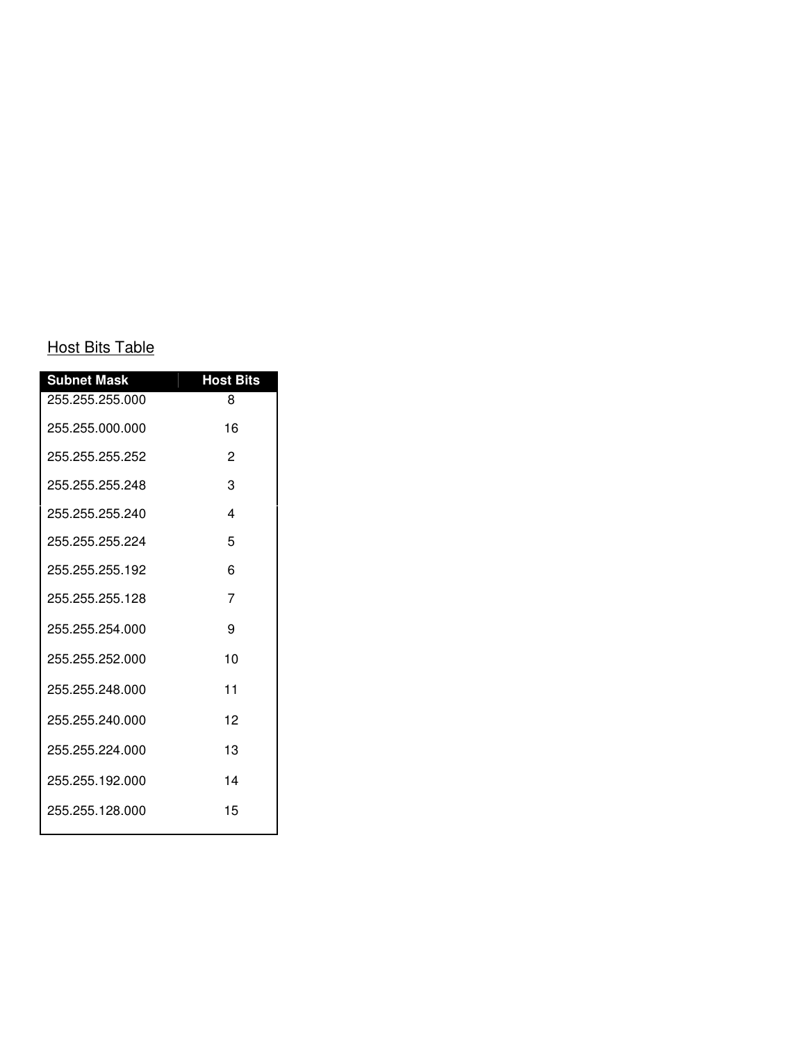Host Bits Table

| Subnet Mask | Host Bits |
|---|---|
| 255.255.255.000 | 8 |
| 255.255.000.000 | 16 |
| 255.255.255.252 | 2 |
| 255.255.255.248 | 3 |
| 255.255.255.240 | 4 |
| 255.255.255.224 | 5 |
| 255.255.255.192 | 6 |
| 255.255.255.128 | 7 |
| 255.255.254.000 | 9 |
| 255.255.252.000 | 10 |
| 255.255.248.000 | 11 |
| 255.255.240.000 | 12 |
| 255.255.224.000 | 13 |
| 255.255.192.000 | 14 |
| 255.255.128.000 | 15 |